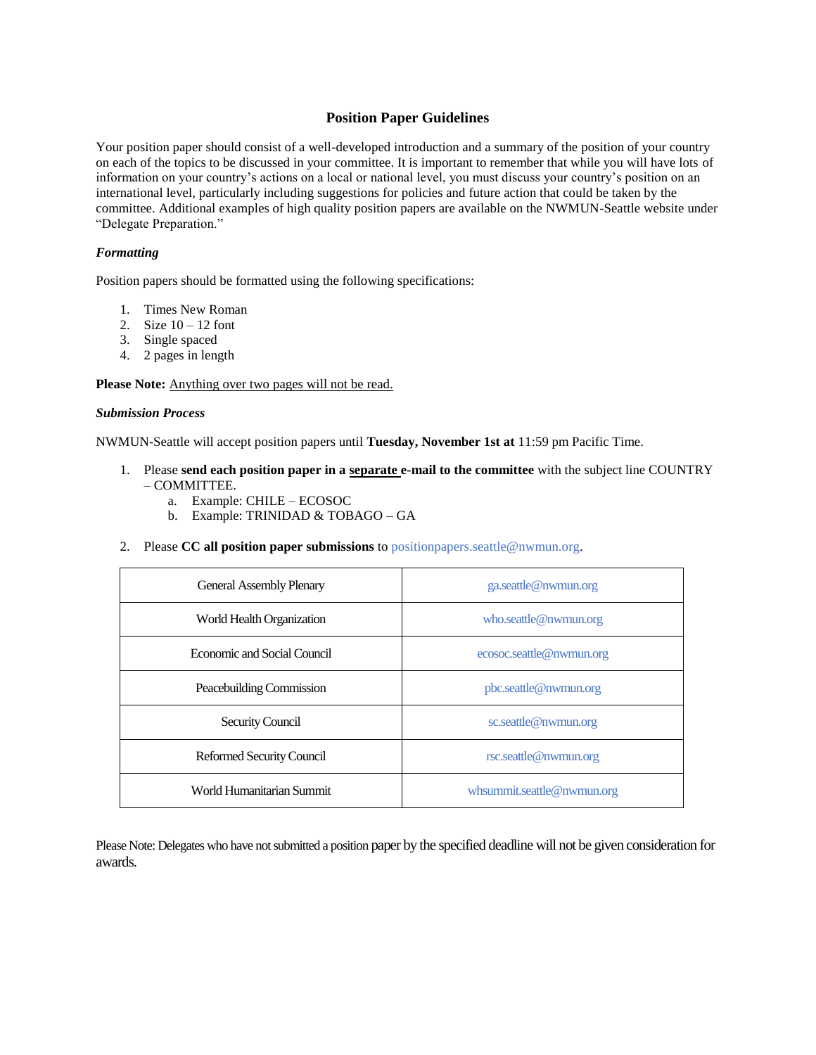# Position Paper Guidelines

Your position paper should consist of a well-developed introduction and a summary of the position of your country on each of the topics to be discussed in your committee. It is important to remember that while you will have lots of information on your country's actions on a local or national level, you must discuss your country's position on an international level, particularly including suggestions for policies and future action that could be taken by the committee. Additional examples of high quality position papers are available on the NWMUN-Seattle website under "Delegate Preparation."

***Formatting***

Position papers should be formatted using the following specifications:

1. Times New Roman
2. Size 10 – 12 font
3. Single spaced
4. 2 pages in length

**Please Note:** <u>Anything over two pages will not be read.</u>

***Submission Process***

NWMUN-Seattle will accept position papers until **Tuesday, November 1st at** 11:59 pm Pacific Time.

1. Please **send each position paper in a <u>separate</u> e-mail to the committee** with the subject line COUNTRY – COMMITTEE.
   a. Example: CHILE – ECOSOC
   b. Example: TRINIDAD & TOBAGO – GA

2. Please **CC all position paper submissions** to positionpapers.seattle@nwmun.org.

| | |
|---|---|
| General Assembly Plenary | ga.seattle@nwmun.org |
| World Health Organization | who.seattle@nwmun.org |
| Economic and Social Council | ecosoc.seattle@nwmun.org |
| Peacebuilding Commission | pbc.seattle@nwmun.org |
| Security Council | sc.seattle@nwmun.org |
| Reformed Security Council | rsc.seattle@nwmun.org |
| World Humanitarian Summit | whsummit.seattle@nwmun.org |

Please Note: Delegates who have not submitted a position paper by the specified deadline will not be given consideration for awards.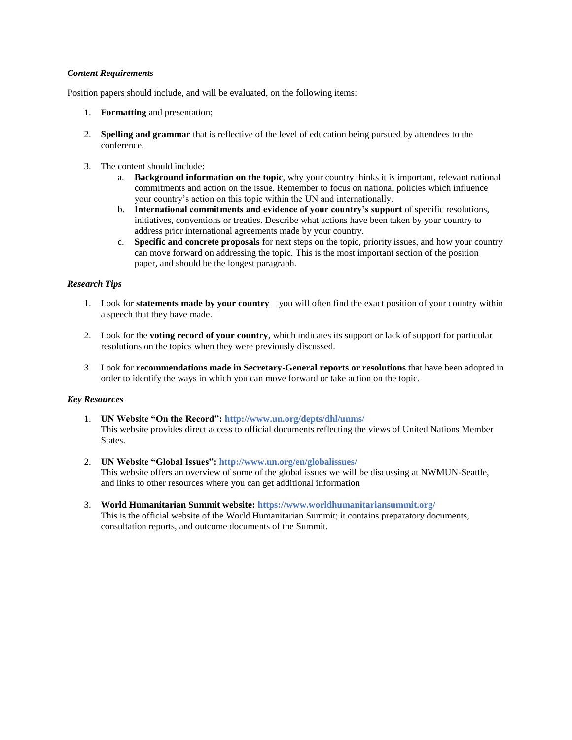***Content Requirements***

Position papers should include, and will be evaluated, on the following items:

1. **Formatting** and presentation;

2. **Spelling and grammar** that is reflective of the level of education being pursued by attendees to the conference.

3. The content should include:
   a. **Background information on the topic**, why your country thinks it is important, relevant national commitments and action on the issue. Remember to focus on national policies which influence your country's action on this topic within the UN and internationally.
   b. **International commitments and evidence of your country's support** of specific resolutions, initiatives, conventions or treaties. Describe what actions have been taken by your country to address prior international agreements made by your country.
   c. **Specific and concrete proposals** for next steps on the topic, priority issues, and how your country can move forward on addressing the topic. This is the most important section of the position paper, and should be the longest paragraph.

***Research Tips***

1. Look for **statements made by your country** – you will often find the exact position of your country within a speech that they have made.

2. Look for the **voting record of your country**, which indicates its support or lack of support for particular resolutions on the topics when they were previously discussed.

3. Look for **recommendations made in Secretary-General reports or resolutions** that have been adopted in order to identify the ways in which you can move forward or take action on the topic.

***Key Resources***

1. **UN Website "On the Record": http://www.un.org/depts/dhl/unms/**
   This website provides direct access to official documents reflecting the views of United Nations Member States.

2. **UN Website "Global Issues": http://www.un.org/en/globalissues/**
   This website offers an overview of some of the global issues we will be discussing at NWMUN-Seattle, and links to other resources where you can get additional information

3. **World Humanitarian Summit website: https://www.worldhumanitariansummit.org/**
   This is the official website of the World Humanitarian Summit; it contains preparatory documents, consultation reports, and outcome documents of the Summit.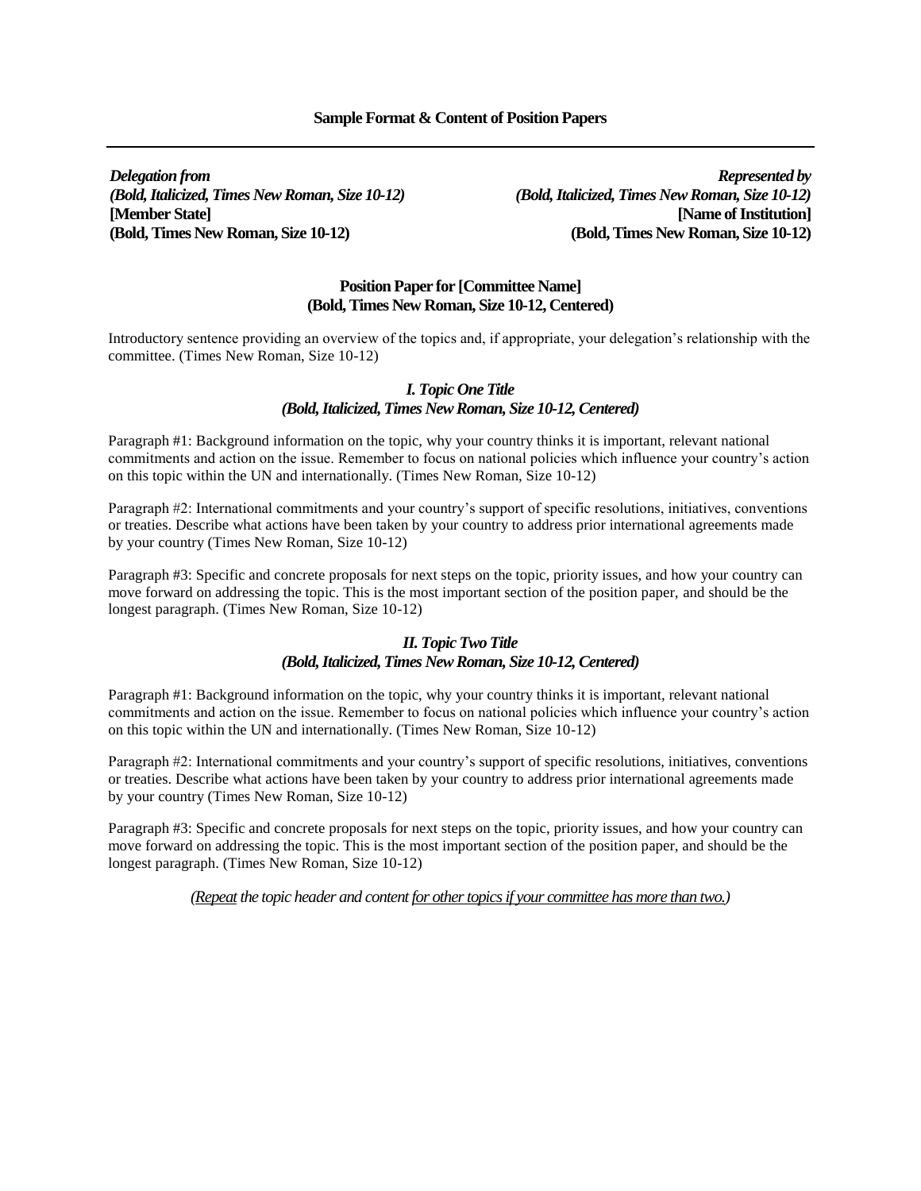**Sample Format & Content of Position Papers**

---

***Delegation from***
***(Bold, Italicized, Times New Roman, Size 10-12)***
**[Member State]**
**(Bold, Times New Roman, Size 10-12)**

***Represented by***
***(Bold, Italicized, Times New Roman, Size 10-12)***
**[Name of Institution]**
**(Bold, Times New Roman, Size 10-12)**

**Position Paper for [Committee Name]**
**(Bold, Times New Roman, Size 10-12, Centered)**

Introductory sentence providing an overview of the topics and, if appropriate, your delegation's relationship with the committee. (Times New Roman, Size 10-12)

***I. Topic One Title***
***(Bold, Italicized, Times New Roman, Size 10-12, Centered)***

Paragraph #1: Background information on the topic, why your country thinks it is important, relevant national commitments and action on the issue. Remember to focus on national policies which influence your country's action on this topic within the UN and internationally. (Times New Roman, Size 10-12)

Paragraph #2: International commitments and your country's support of specific resolutions, initiatives, conventions or treaties. Describe what actions have been taken by your country to address prior international agreements made by your country (Times New Roman, Size 10-12)

Paragraph #3: Specific and concrete proposals for next steps on the topic, priority issues, and how your country can move forward on addressing the topic. This is the most important section of the position paper, and should be the longest paragraph. (Times New Roman, Size 10-12)

***II. Topic Two Title***
***(Bold, Italicized, Times New Roman, Size 10-12, Centered)***

Paragraph #1: Background information on the topic, why your country thinks it is important, relevant national commitments and action on the issue. Remember to focus on national policies which influence your country's action on this topic within the UN and internationally. (Times New Roman, Size 10-12)

Paragraph #2: International commitments and your country's support of specific resolutions, initiatives, conventions or treaties. Describe what actions have been taken by your country to address prior international agreements made by your country (Times New Roman, Size 10-12)

Paragraph #3: Specific and concrete proposals for next steps on the topic, priority issues, and how your country can move forward on addressing the topic. This is the most important section of the position paper, and should be the longest paragraph. (Times New Roman, Size 10-12)

*(Repeat the topic header and content for other topics if your committee has more than two.)*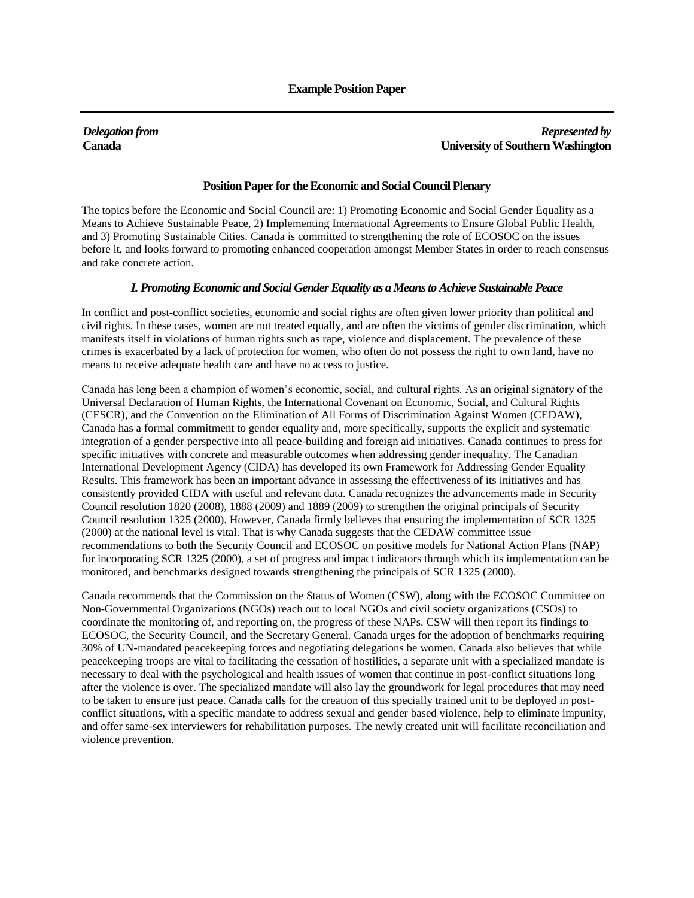**Example Position Paper**

---

*Delegation from*
**Canada**

*Represented by*
**University of Southern Washington**

## Position Paper for the Economic and Social Council Plenary

The topics before the Economic and Social Council are: 1) Promoting Economic and Social Gender Equality as a Means to Achieve Sustainable Peace, 2) Implementing International Agreements to Ensure Global Public Health, and 3) Promoting Sustainable Cities. Canada is committed to strengthening the role of ECOSOC on the issues before it, and looks forward to promoting enhanced cooperation amongst Member States in order to reach consensus and take concrete action.

### *I. Promoting Economic and Social Gender Equality as a Means to Achieve Sustainable Peace*

In conflict and post-conflict societies, economic and social rights are often given lower priority than political and civil rights. In these cases, women are not treated equally, and are often the victims of gender discrimination, which manifests itself in violations of human rights such as rape, violence and displacement. The prevalence of these crimes is exacerbated by a lack of protection for women, who often do not possess the right to own land, have no means to receive adequate health care and have no access to justice.

Canada has long been a champion of women's economic, social, and cultural rights. As an original signatory of the Universal Declaration of Human Rights, the International Covenant on Economic, Social, and Cultural Rights (CESCR), and the Convention on the Elimination of All Forms of Discrimination Against Women (CEDAW), Canada has a formal commitment to gender equality and, more specifically, supports the explicit and systematic integration of a gender perspective into all peace-building and foreign aid initiatives. Canada continues to press for specific initiatives with concrete and measurable outcomes when addressing gender inequality. The Canadian International Development Agency (CIDA) has developed its own Framework for Addressing Gender Equality Results. This framework has been an important advance in assessing the effectiveness of its initiatives and has consistently provided CIDA with useful and relevant data. Canada recognizes the advancements made in Security Council resolution 1820 (2008), 1888 (2009) and 1889 (2009) to strengthen the original principals of Security Council resolution 1325 (2000). However, Canada firmly believes that ensuring the implementation of SCR 1325 (2000) at the national level is vital. That is why Canada suggests that the CEDAW committee issue recommendations to both the Security Council and ECOSOC on positive models for National Action Plans (NAP) for incorporating SCR 1325 (2000), a set of progress and impact indicators through which its implementation can be monitored, and benchmarks designed towards strengthening the principals of SCR 1325 (2000).

Canada recommends that the Commission on the Status of Women (CSW), along with the ECOSOC Committee on Non-Governmental Organizations (NGOs) reach out to local NGOs and civil society organizations (CSOs) to coordinate the monitoring of, and reporting on, the progress of these NAPs. CSW will then report its findings to ECOSOC, the Security Council, and the Secretary General. Canada urges for the adoption of benchmarks requiring 30% of UN-mandated peacekeeping forces and negotiating delegations be women. Canada also believes that while peacekeeping troops are vital to facilitating the cessation of hostilities, a separate unit with a specialized mandate is necessary to deal with the psychological and health issues of women that continue in post-conflict situations long after the violence is over. The specialized mandate will also lay the groundwork for legal procedures that may need to be taken to ensure just peace. Canada calls for the creation of this specially trained unit to be deployed in post-conflict situations, with a specific mandate to address sexual and gender based violence, help to eliminate impunity, and offer same-sex interviewers for rehabilitation purposes. The newly created unit will facilitate reconciliation and violence prevention.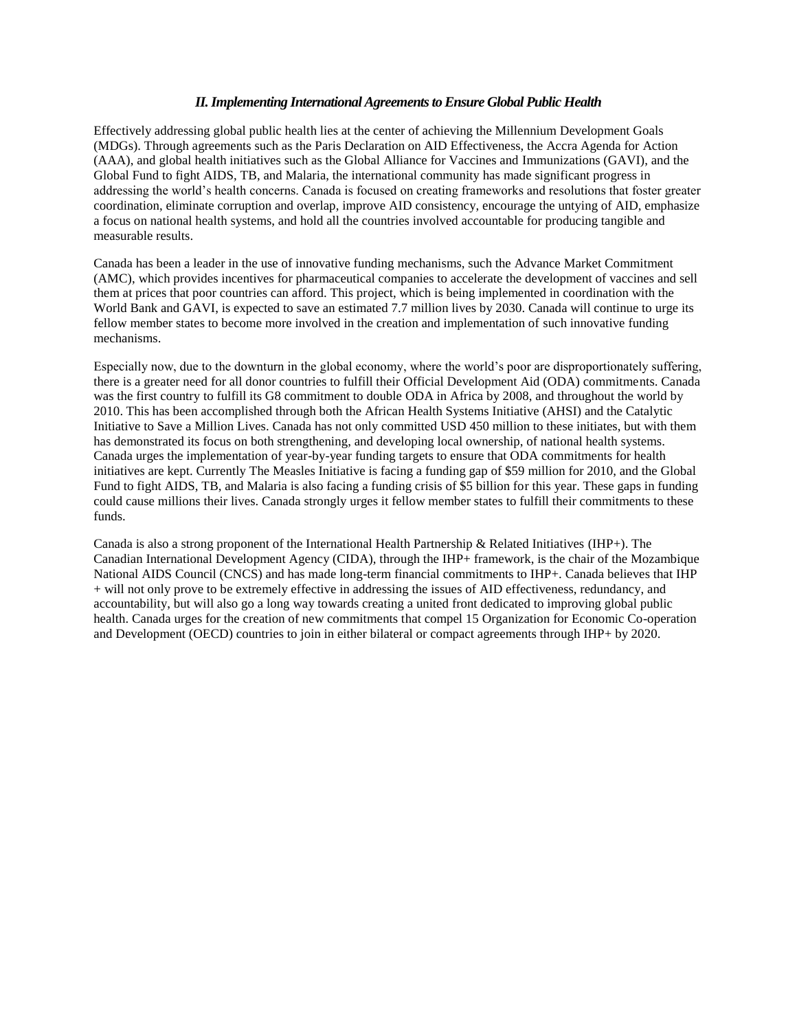### *II. Implementing International Agreements to Ensure Global Public Health*

Effectively addressing global public health lies at the center of achieving the Millennium Development Goals (MDGs). Through agreements such as the Paris Declaration on AID Effectiveness, the Accra Agenda for Action (AAA), and global health initiatives such as the Global Alliance for Vaccines and Immunizations (GAVI), and the Global Fund to fight AIDS, TB, and Malaria, the international community has made significant progress in addressing the world's health concerns. Canada is focused on creating frameworks and resolutions that foster greater coordination, eliminate corruption and overlap, improve AID consistency, encourage the untying of AID, emphasize a focus on national health systems, and hold all the countries involved accountable for producing tangible and measurable results.

Canada has been a leader in the use of innovative funding mechanisms, such the Advance Market Commitment (AMC), which provides incentives for pharmaceutical companies to accelerate the development of vaccines and sell them at prices that poor countries can afford. This project, which is being implemented in coordination with the World Bank and GAVI, is expected to save an estimated 7.7 million lives by 2030. Canada will continue to urge its fellow member states to become more involved in the creation and implementation of such innovative funding mechanisms.

Especially now, due to the downturn in the global economy, where the world's poor are disproportionately suffering, there is a greater need for all donor countries to fulfill their Official Development Aid (ODA) commitments. Canada was the first country to fulfill its G8 commitment to double ODA in Africa by 2008, and throughout the world by 2010. This has been accomplished through both the African Health Systems Initiative (AHSI) and the Catalytic Initiative to Save a Million Lives. Canada has not only committed USD 450 million to these initiates, but with them has demonstrated its focus on both strengthening, and developing local ownership, of national health systems. Canada urges the implementation of year-by-year funding targets to ensure that ODA commitments for health initiatives are kept. Currently The Measles Initiative is facing a funding gap of $59 million for 2010, and the Global Fund to fight AIDS, TB, and Malaria is also facing a funding crisis of $5 billion for this year. These gaps in funding could cause millions their lives. Canada strongly urges it fellow member states to fulfill their commitments to these funds.

Canada is also a strong proponent of the International Health Partnership & Related Initiatives (IHP+). The Canadian International Development Agency (CIDA), through the IHP+ framework, is the chair of the Mozambique National AIDS Council (CNCS) and has made long-term financial commitments to IHP+. Canada believes that IHP + will not only prove to be extremely effective in addressing the issues of AID effectiveness, redundancy, and accountability, but will also go a long way towards creating a united front dedicated to improving global public health. Canada urges for the creation of new commitments that compel 15 Organization for Economic Co-operation and Development (OECD) countries to join in either bilateral or compact agreements through IHP+ by 2020.